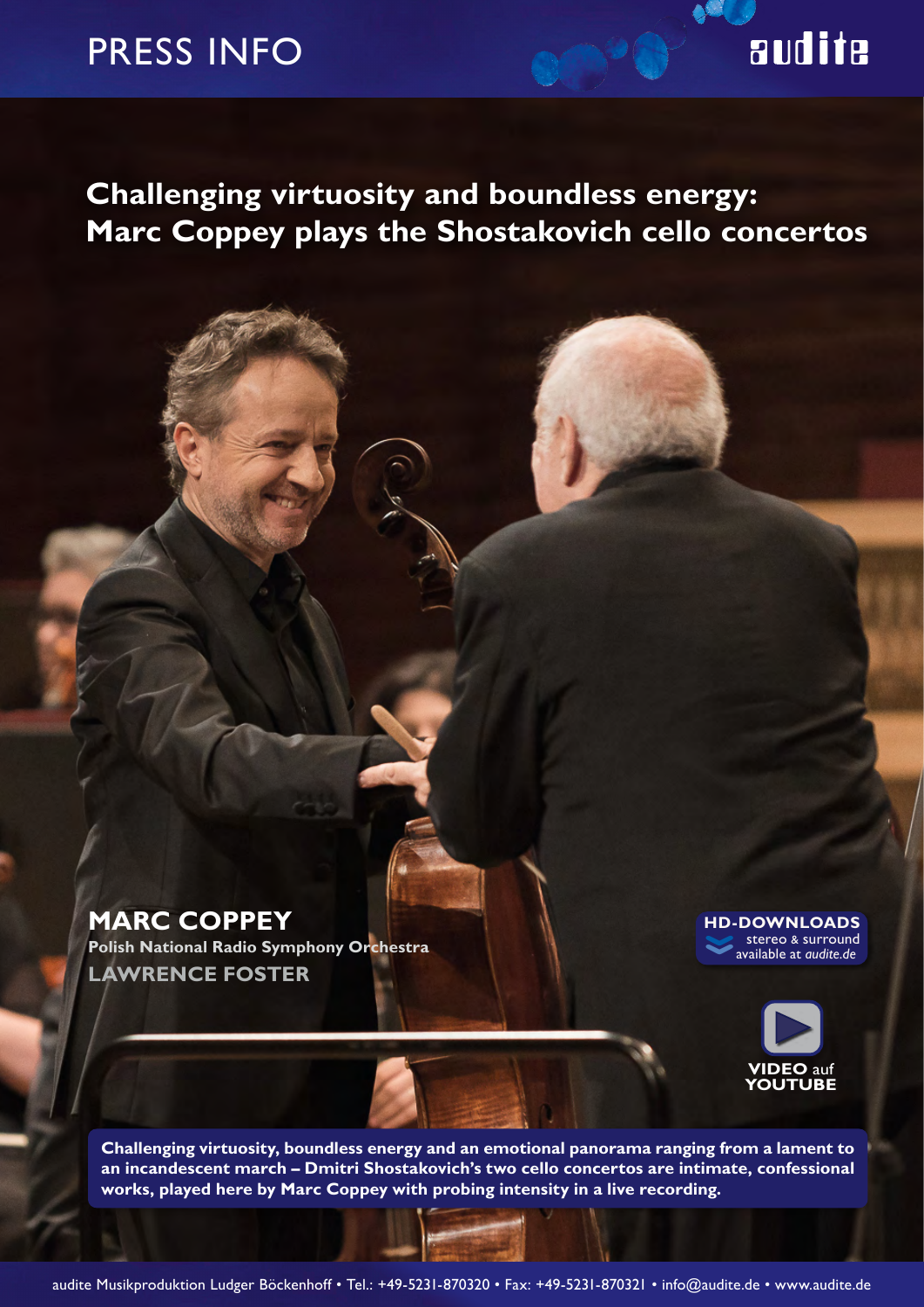PRESS INFO

audite

# Challenging virtuosity and boundless energy: Marc Coppey plays the Shostakovich cello concertos

**MARC COPPEY**
**Polish National Radio Symphony Orchestra**
**LAWRENCE FOSTER**

**HD-DOWNLOADS**
stereo & surround
available at *audite.de*

**VIDEO** auf **YOUTUBE**

**Challenging virtuosity, boundless energy and an emotional panorama ranging from a lament to an incandescent march – Dmitri Shostakovich's two cello concertos are intimate, confessional works, played here by Marc Coppey with probing intensity in a live recording.**

audite Musikproduktion Ludger Böckenhoff • Tel.: +49-5231-870320 • Fax: +49-5231-870321 • info@audite.de • www.audite.de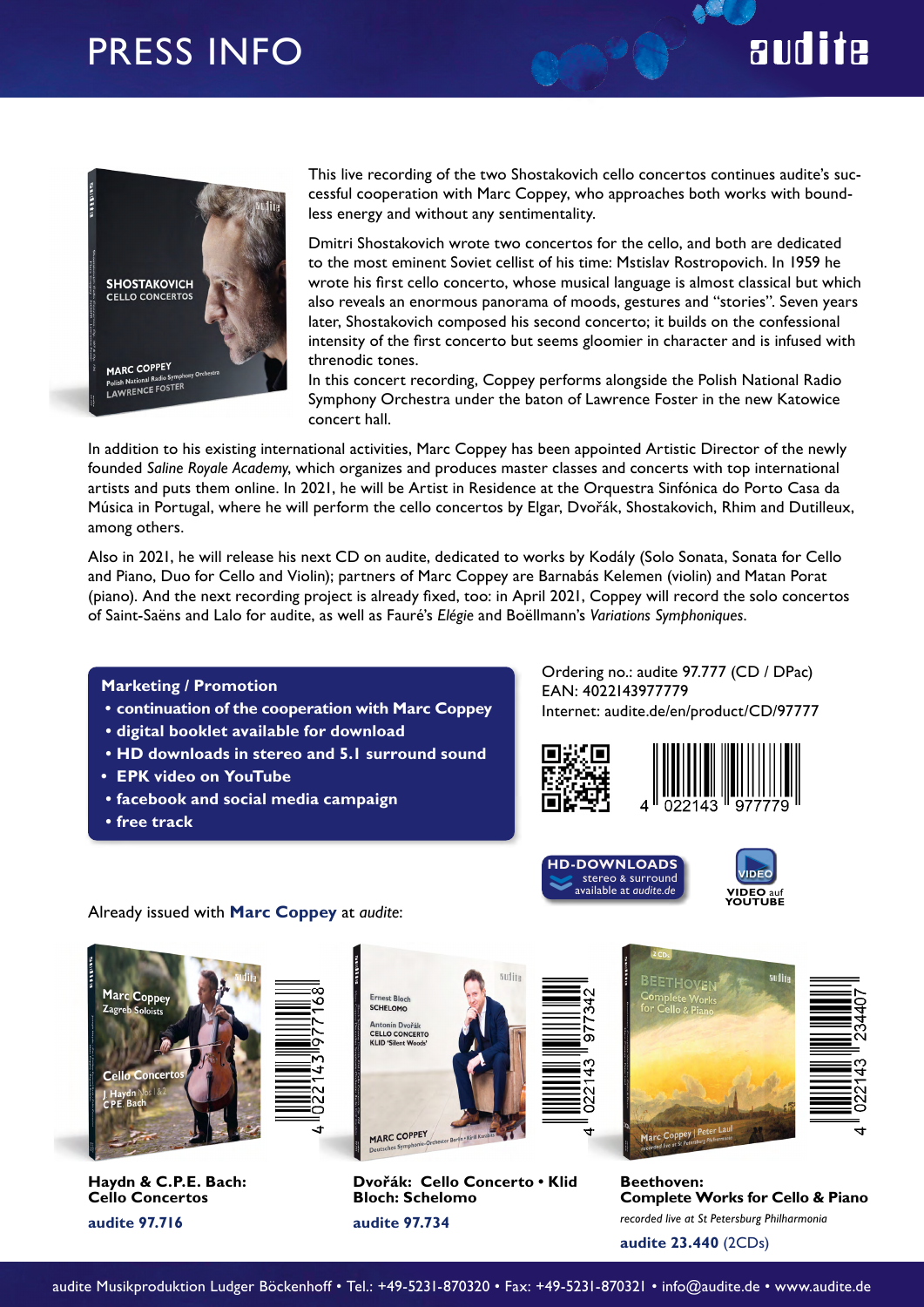# PRESS INFO

This live recording of the two Shostakovich cello concertos continues audite's successful cooperation with Marc Coppey, who approaches both works with boundless energy and without any sentimentality.

Dmitri Shostakovich wrote two concertos for the cello, and both are dedicated to the most eminent Soviet cellist of his time: Mstislav Rostropovich. In 1959 he wrote his first cello concerto, whose musical language is almost classical but which also reveals an enormous panorama of moods, gestures and "stories". Seven years later, Shostakovich composed his second concerto; it builds on the confessional intensity of the first concerto but seems gloomier in character and is infused with threnodic tones.

In this concert recording, Coppey performs alongside the Polish National Radio Symphony Orchestra under the baton of Lawrence Foster in the new Katowice concert hall.

In addition to his existing international activities, Marc Coppey has been appointed Artistic Director of the newly founded *Saline Royale Academy*, which organizes and produces master classes and concerts with top international artists and puts them online. In 2021, he will be Artist in Residence at the Orquestra Sinfónica do Porto Casa da Música in Portugal, where he will perform the cello concertos by Elgar, Dvořák, Shostakovich, Rhim and Dutilleux, among others.

Also in 2021, he will release his next CD on audite, dedicated to works by Kodály (Solo Sonata, Sonata for Cello and Piano, Duo for Cello and Violin); partners of Marc Coppey are Barnabás Kelemen (violin) and Matan Porat (piano). And the next recording project is already fixed, too: in April 2021, Coppey will record the solo concertos of Saint-Saëns and Lalo for audite, as well as Fauré's *Elégie* and Boëllmann's *Variations Symphoniques*.

**Marketing / Promotion**

- **continuation of the cooperation with Marc Coppey**
- **digital booklet available for download**
- **HD downloads in stereo and 5.1 surround sound**
- **EPK video on YouTube**
- **facebook and social media campaign**
- **free track**

Ordering no.: audite 97.777 (CD / DPac)
EAN: 4022143977779
Internet: audite.de/en/product/CD/97777

HD-DOWNLOADS stereo & surround available at audite.de

VIDEO auf YOUTUBE

Already issued with **Marc Coppey** at *audite*:

**Haydn & C.P.E. Bach: Cello Concertos**
**audite 97.716**

**Dvořák: Cello Concerto • Klid**
**Bloch: Schelomo**
**audite 97.734**

**Beethoven: Complete Works for Cello & Piano**
*recorded live at St Petersburg Philharmonia*
**audite 23.440** (2CDs)

audite Musikproduktion Ludger Böckenhoff • Tel.: +49-5231-870320 • Fax: +49-5231-870321 • info@audite.de • www.audite.de